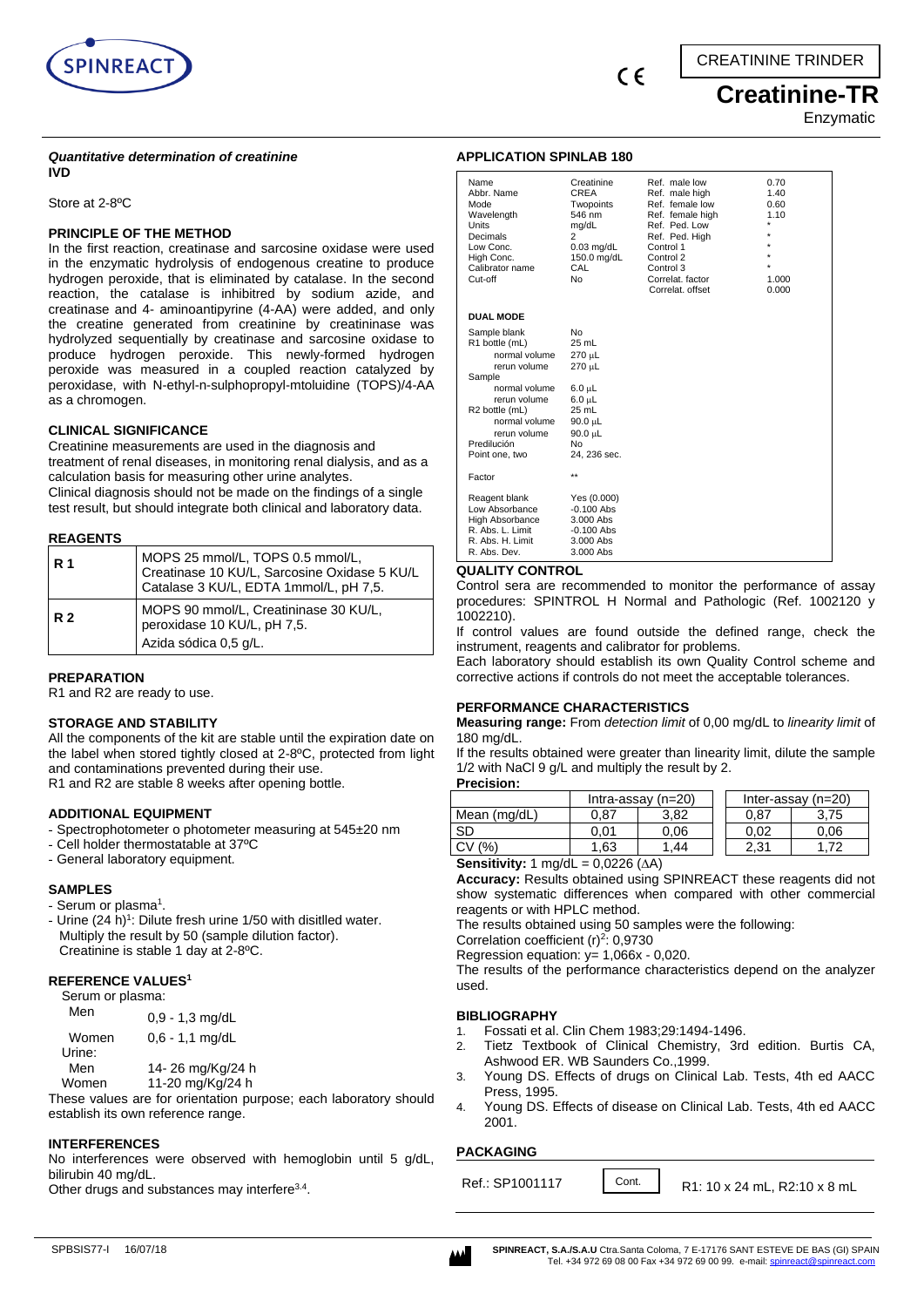SPINREACT

CE

CREATININE TRINDER

# Creatinine-TR

Enzymatic

***Quantitative determination of creatinine***
**IVD**

Store at 2-8ºC

## PRINCIPLE OF THE METHOD

In the first reaction, creatinase and sarcosine oxidase were used in the enzymatic hydrolysis of endogenous creatine to produce hydrogen peroxide, that is eliminated by catalase. In the second reaction, the catalase is inhibitred by sodium azide, and creatinase and 4- aminoantipyrine (4-AA) were added, and only the creatine generated from creatinine by creatininase was hydrolyzed sequentially by creatinase and sarcosine oxidase to produce hydrogen peroxide. This newly-formed hydrogen peroxide was measured in a coupled reaction catalyzed by peroxidase, with N-ethyl-n-sulphopropyl-mtoluidine (TOPS)/4-AA as a chromogen.

## CLINICAL SIGNIFICANCE

Creatinine measurements are used in the diagnosis and treatment of renal diseases, in monitoring renal dialysis, and as a calculation basis for measuring other urine analytes.
Clinical diagnosis should not be made on the findings of a single test result, but should integrate both clinical and laboratory data.

## REAGENTS

| | |
|---|---|
| **R 1** | MOPS 25 mmol/L, TOPS 0.5 mmol/L, Creatinase 10 KU/L, Sarcosine Oxidase 5 KU/L Catalase 3 KU/L, EDTA 1mmol/L, pH 7,5. |
| **R 2** | MOPS 90 mmol/L, Creatininase 30 KU/L, peroxidase 10 KU/L, pH 7,5. Azida sódica 0,5 g/L. |

## PREPARATION

R1 and R2 are ready to use.

## STORAGE AND STABILITY

All the components of the kit are stable until the expiration date on the label when stored tightly closed at 2-8ºC, protected from light and contaminations prevented during their use.
R1 and R2 are stable 8 weeks after opening bottle.

## ADDITIONAL EQUIPMENT

- Spectrophotometer o photometer measuring at 545±20 nm
- Cell holder thermostatable at 37ºC
- General laboratory equipment.

## SAMPLES

- Serum or plasma[1].
- Urine (24 h)[1]: Dilute fresh urine 1/50 with disitlled water. Multiply the result by 50 (sample dilution factor). Creatinine is stable 1 day at 2-8ºC.

## REFERENCE VALUES[1]

Serum or plasma:

| | |
|---|---|
| Men | 0,9 - 1,3 mg/dL |
| Women | 0,6 - 1,1 mg/dL |

Urine:

| | |
|---|---|
| Men | 14- 26 mg/Kg/24 h |
| Women | 11-20 mg/Kg/24 h |

These values are for orientation purpose; each laboratory should establish its own reference range.

## INTERFERENCES

No interferences were observed with hemoglobin until 5 g/dL, bilirubin 40 mg/dL.
Other drugs and substances may interfere[3,4].

## APPLICATION SPINLAB 180

| | | | |
|---|---|---|---|
| Name | Creatinine | Ref. male low | 0.70 |
| Abbr. Name | CREA | Ref. male high | 1.40 |
| Mode | Twopoints | Ref. female low | 0.60 |
| Wavelength | 546 nm | Ref. female high | 1.10 |
| Units | mg/dL | Ref. Ped. Low | * |
| Decimals | 2 | Ref. Ped. High | * |
| Low Conc. | 0.03 mg/dL | Control 1 | * |
| High Conc. | 150.0 mg/dL | Control 2 | * |
| Calibrator name | CAL | Control 3 | * |
| Cut-off | No | Correlat. factor | 1.000 |
| | | Correlat. offset | 0.000 |

**DUAL MODE**

| | |
|---|---|
| Sample blank | No |
| R1 bottle (mL) | 25 mL |
| normal volume | 270 µL |
| rerun volume | 270 µL |
| Sample | |
| normal volume | 6.0 µL |
| rerun volume | 6.0 µL |
| R2 bottle (mL) | 25 mL |
| normal volume | 90.0 µL |
| rerun volume | 90.0 µL |
| Predilución | No |
| Point one, two | 24, 236 sec. |
| Factor | ** |
| Reagent blank | Yes (0.000) |
| Low Absorbance | -0.100 Abs |
| High Absorbance | 3.000 Abs |
| R. Abs. L. Limit | -0.100 Abs |
| R. Abs. H. Limit | 3.000 Abs |
| R. Abs. Dev. | 3.000 Abs |

## QUALITY CONTROL

Control sera are recommended to monitor the performance of assay procedures: SPINTROL H Normal and Pathologic (Ref. 1002120 y 1002210).
If control values are found outside the defined range, check the instrument, reagents and calibrator for problems.
Each laboratory should establish its own Quality Control scheme and corrective actions if controls do not meet the acceptable tolerances.

## PERFORMANCE CHARACTERISTICS

**Measuring range:** From *detection limit* of 0,00 mg/dL to *linearity limit* of 180 mg/dL.
If the results obtained were greater than linearity limit, dilute the sample 1/2 with NaCl 9 g/L and multiply the result by 2.

**Precision:**

| | Intra-assay (n=20) | | Inter-assay (n=20) | |
|---|---|---|---|---|
| Mean (mg/dL) | 0,87 | 3,82 | 0,87 | 3,75 |
| SD | 0,01 | 0,06 | 0,02 | 0,06 |
| CV (%) | 1,63 | 1,44 | 2,31 | 1,72 |

**Sensitivity:** 1 mg/dL = 0,0226 (ΔA)

**Accuracy:** Results obtained using SPINREACT these reagents did not show systematic differences when compared with other commercial reagents or with HPLC method.
The results obtained using 50 samples were the following:
Correlation coefficient $(r)^2$: 0,9730
Regression equation: y= 1,066x - 0,020.
The results of the performance characteristics depend on the analyzer used.

## BIBLIOGRAPHY

1. Fossati et al. Clin Chem 1983;29:1494-1496.
2. Tietz Textbook of Clinical Chemistry, 3rd edition. Burtis CA, Ashwood ER. WB Saunders Co.,1999.
3. Young DS. Effects of drugs on Clinical Lab. Tests, 4th ed AACC Press, 1995.
4. Young DS. Effects of disease on Clinical Lab. Tests, 4th ed AACC 2001.

## PACKAGING

| | | |
|---|---|---|
| Ref.: SP1001117 | Cont. | R1: 10 x 24 mL, R2:10 x 8 mL |

SPBSIS77-I 16/07/18

**SPINREACT, S.A./S.A.U** Ctra.Santa Coloma, 7 E-17176 SANT ESTEVE DE BAS (GI) SPAIN Tel. +34 972 69 08 00 Fax +34 972 69 00 99. e-mail: spinreact@spinreact.com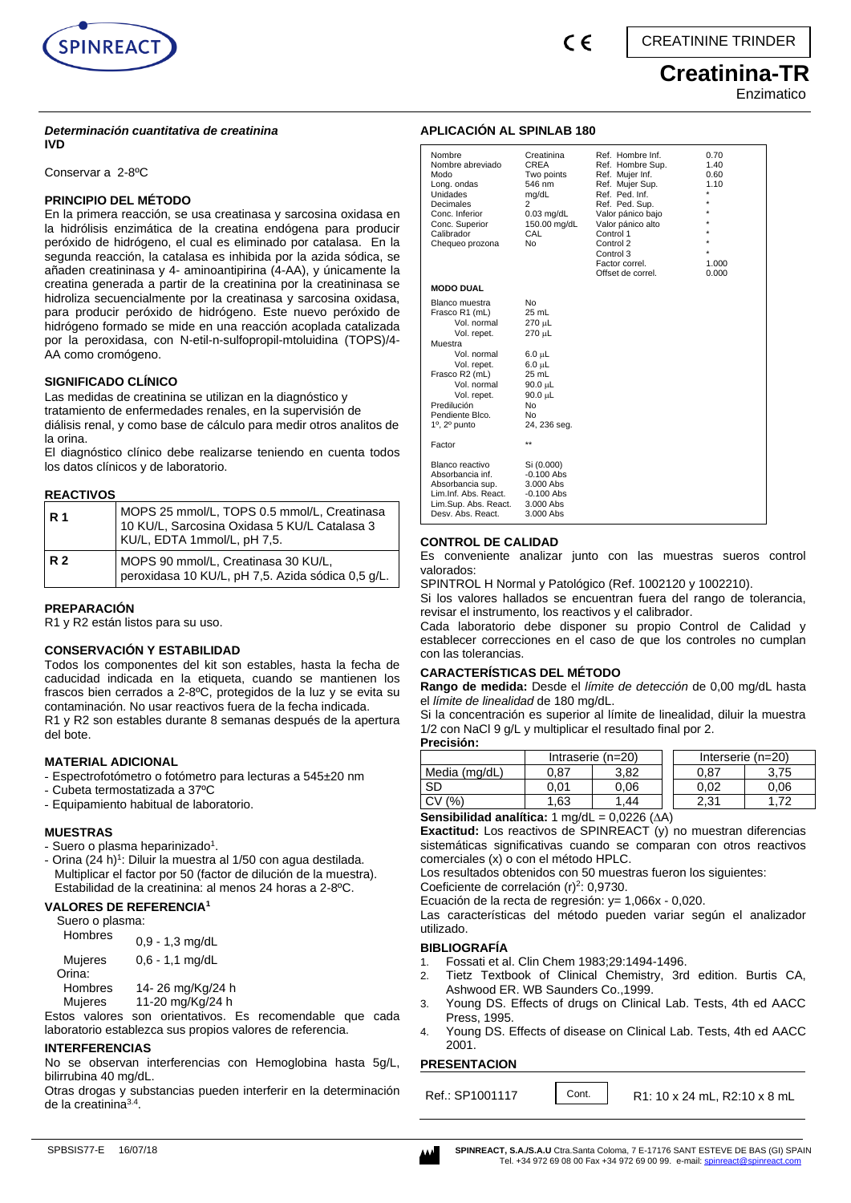CREATININE TRINDER

# Creatinina-TR

Enzimatico

***Determinación cuantitativa de creatinina***
**IVD**

Conservar a 2-8ºC

### PRINCIPIO DEL MÉTODO

En la primera reacción, se usa creatinasa y sarcosina oxidasa en la hidrólisis enzimática de la creatina endógena para producir peróxido de hidrógeno, el cual es eliminado por catalasa. En la segunda reacción, la catalasa es inhibida por la azida sódica, se añaden creatininasa y 4- aminoantipirina (4-AA), y únicamente la creatina generada a partir de la creatinina por la creatininasa se hidroliza secuencialmente por la creatinasa y sarcosina oxidasa, para producir peróxido de hidrógeno. Este nuevo peróxido de hidrógeno formado se mide en una reacción acoplada catalizada por la peroxidasa, con N-etil-n-sulfopropil-mtoluidina (TOPS)/4-AA como cromógeno.

### SIGNIFICADO CLÍNICO

Las medidas de creatinina se utilizan en la diagnóstico y tratamiento de enfermedades renales, en la supervisión de diálisis renal, y como base de cálculo para medir otros analitos de la orina.

El diagnóstico clínico debe realizarse teniendo en cuenta todos los datos clínicos y de laboratorio.

### REACTIVOS

| | |
|---|---|
| **R 1** | MOPS 25 mmol/L, TOPS 0.5 mmol/L, Creatinasa 10 KU/L, Sarcosina Oxidasa 5 KU/L Catalasa 3 KU/L, EDTA 1mmol/L, pH 7,5. |
| **R 2** | MOPS 90 mmol/L, Creatinasa 30 KU/L, peroxidasa 10 KU/L, pH 7,5. Azida sódica 0,5 g/L. |

### PREPARACIÓN

R1 y R2 están listos para su uso.

### CONSERVACIÓN Y ESTABILIDAD

Todos los componentes del kit son estables, hasta la fecha de caducidad indicada en la etiqueta, cuando se mantienen los frascos bien cerrados a 2-8ºC, protegidos de la luz y se evita su contaminación. No usar reactivos fuera de la fecha indicada.

R1 y R2 son estables durante 8 semanas después de la apertura del bote.

### MATERIAL ADICIONAL

- Espectrofotómetro o fotómetro para lecturas a 545±20 nm
- Cubeta termostatizada a 37ºC
- Equipamiento habitual de laboratorio.

### MUESTRAS

- Suero o plasma heparinizado[1].
- Orina (24 h)[1]: Diluir la muestra al 1/50 con agua destilada. Multiplicar el factor por 50 (factor de dilución de la muestra). Estabilidad de la creatinina: al menos 24 horas a 2-8ºC.

### VALORES DE REFERENCIA[1]

Suero o plasma:

| | |
|---|---|
| Hombres | 0,9 - 1,3 mg/dL |
| Mujeres | 0,6 - 1,1 mg/dL |

Orina:

| | |
|---|---|
| Hombres | 14- 26 mg/Kg/24 h |
| Mujeres | 11-20 mg/Kg/24 h |

Estos valores son orientativos. Es recomendable que cada laboratorio establezca sus propios valores de referencia.

### INTERFERENCIAS

No se observan interferencias con Hemoglobina hasta 5g/L, bilirrubina 40 mg/dL.

Otras drogas y substancias pueden interferir en la determinación de la creatinina[3,4].

### APLICACIÓN AL SPINLAB 180

| | | | |
|---|---|---|---|
| Nombre | Creatinina | Ref. Hombre Inf. | 0.70 |
| Nombre abreviado | CREA | Ref. Hombre Sup. | 1.40 |
| Modo | Two points | Ref. Mujer Inf. | 0.60 |
| Long. ondas | 546 nm | Ref. Mujer Sup. | 1.10 |
| Unidades | mg/dL | Ref. Ped. Inf. | * |
| Decimales | 2 | Ref. Ped. Sup. | * |
| Conc. Inferior | 0.03 mg/dL | Valor pánico bajo | * |
| Conc. Superior | 150.00 mg/dL | Valor pánico alto | * |
| Calibrador | CAL | Control 1 | * |
| Chequeo prozona | No | Control 2 | * |
| | | Control 3 | * |
| | | Factor correl. | 1.000 |
| | | Offset de correl. | 0.000 |

**MODO DUAL**

| | |
|---|---|
| Blanco muestra | No |
| Frasco R1 (mL) | 25 mL |
| Vol. normal | 270 µL |
| Vol. repet. | 270 µL |
| Muestra | |
| Vol. normal | 6.0 µL |
| Vol. repet. | 6.0 µL |
| Frasco R2 (mL) | 25 mL |
| Vol. normal | 90.0 µL |
| Vol. repet. | 90.0 µL |
| Predilución | No |
| Pendiente Blco. | No |
| 1º, 2º punto | 24, 236 seg. |
| Factor | ** |
| Blanco reactivo | Si (0.000) |
| Absorbancia inf. | -0.100 Abs |
| Absorbancia sup. | 3.000 Abs |
| Lim.Inf. Abs. React. | -0.100 Abs |
| Lim.Sup. Abs. React. | 3.000 Abs |
| Desv. Abs. React. | 3.000 Abs |

### CONTROL DE CALIDAD

Es conveniente analizar junto con las muestras sueros control valorados:

SPINTROL H Normal y Patológico (Ref. 1002120 y 1002210).

Si los valores hallados se encuentran fuera del rango de tolerancia, revisar el instrumento, los reactivos y el calibrador.

Cada laboratorio debe disponer su propio Control de Calidad y establecer correcciones en el caso de que los controles no cumplan con las tolerancias.

### CARACTERÍSTICAS DEL MÉTODO

**Rango de medida:** Desde el *límite de detección* de 0,00 mg/dL hasta el *límite de linealidad* de 180 mg/dL.

Si la concentración es superior al límite de linealidad, diluir la muestra 1/2 con NaCl 9 g/L y multiplicar el resultado final por 2.

**Precisión:**

| | Intraserie (n=20) | | Interserie (n=20) | |
|---|---|---|---|---|
| Media (mg/dL) | 0,87 | 3,82 | 0,87 | 3,75 |
| SD | 0,01 | 0,06 | 0,02 | 0,06 |
| CV (%) | 1,63 | 1,44 | 2,31 | 1,72 |

**Sensibilidad analítica:** 1 mg/dL = 0,0226 (ΔA)

**Exactitud:** Los reactivos de SPINREACT (y) no muestran diferencias sistemáticas significativas cuando se comparan con otros reactivos comerciales (x) o con el método HPLC.

Los resultados obtenidos con 50 muestras fueron los siguientes:

Coeficiente de correlación $(r)^2$: 0,9730.

Ecuación de la recta de regresión: y= 1,066x - 0,020.

Las características del método pueden variar según el analizador utilizado.

### BIBLIOGRAFÍA

1. Fossati et al. Clin Chem 1983;29:1494-1496.
2. Tietz Textbook of Clinical Chemistry, 3rd edition. Burtis CA, Ashwood ER. WB Saunders Co.,1999.
3. Young DS. Effects of drugs on Clinical Lab. Tests, 4th ed AACC Press, 1995.
4. Young DS. Effects of disease on Clinical Lab. Tests, 4th ed AACC 2001.

### PRESENTACION

| | | |
|---|---|---|
| Ref.: SP1001117 | Cont. | R1: 10 x 24 mL, R2:10 x 8 mL |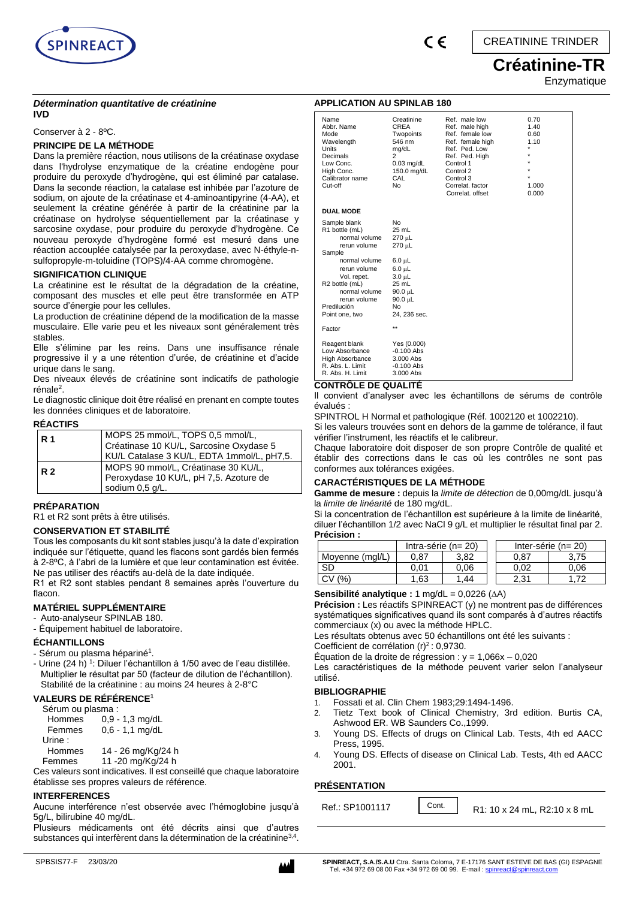CREATININE TRINDER

# Créatinine-TR

Enzymatique

***Détermination quantitative de créatinine***
**IVD**

Conserver à 2 - 8ºC.

## PRINCIPE DE LA MÉTHODE

Dans la première réaction, nous utilisons de la créatinase oxydase dans l'hydrolyse enzymatique de la créatine endogène pour produire du peroxyde d'hydrogène, qui est éliminé par catalase. Dans la seconde réaction, la catalase est inhibée par l'azoture de sodium, on ajoute de la créatinase et 4-aminoantipyrine (4-AA), et seulement la créatine générée à partir de la créatinine par la créatinase on hydrolyse séquentiellement par la créatinase y sarcosine oxydase, pour produire du peroxyde d'hydrogène. Ce nouveau peroxyde d'hydrogène formé est mesuré dans une réaction accouplée catalysée par la peroxydase, avec N-éthyle-n-sulfopropyle-m-toluidine (TOPS)/4-AA comme chromogène.

## SIGNIFICATION CLINIQUE

La créatinine est le résultat de la dégradation de la créatine, composant des muscles et elle peut être transformée en ATP source d'énergie pour les cellules.

La production de créatinine dépend de la modification de la masse musculaire. Elle varie peu et les niveaux sont généralement très stables.

Elle s'élimine par les reins. Dans une insuffisance rénale progressive il y a une rétention d'urée, de créatinine et d'acide urique dans le sang.

Des niveaux élevés de créatinine sont indicatifs de pathologie rénale[2].

Le diagnostic clinique doit être réalisé en prenant en compte toutes les données cliniques et de laboratoire.

## RÉACTIFS

| | |
|---|---|
| **R 1** | MOPS 25 mmol/L, TOPS 0,5 mmol/L, Créatinase 10 KU/L, Sarcosine Oxydase 5 KU/L Catalase 3 KU/L, EDTA 1mmol/L, pH7,5. |
| **R 2** | MOPS 90 mmol/L, Créatinase 30 KU/L, Peroxydase 10 KU/L, pH 7,5. Azoture de sodium 0,5 g/L. |

## PRÉPARATION

R1 et R2 sont prêts à être utilisés.

## CONSERVATION ET STABILITÉ

Tous les composants du kit sont stables jusqu'à la date d'expiration indiquée sur l'étiquette, quand les flacons sont gardés bien fermés à 2-8ºC, à l'abri de la lumière et que leur contamination est évitée. Ne pas utiliser des réactifs au-delà de la date indiquée.

R1 et R2 sont stables pendant 8 semaines après l'ouverture du flacon.

## MATÉRIEL SUPPLÉMENTAIRE

- Auto-analyseur SPINLAB 180.
- Équipement habituel de laboratoire.

## ÉCHANTILLONS

- Sérum ou plasma hépariné[1].
- Urine (24 h) [1]: Diluer l'échantillon à 1/50 avec de l'eau distillée. Multiplier le résultat par 50 (facteur de dilution de l'échantillon). Stabilité de la créatinine : au moins 24 heures à 2-8°C

## VALEURS DE RÉFÉRENCE[1]

Sérum ou plasma :

| | |
|---|---|
| Hommes | 0,9 - 1,3 mg/dL |
| Femmes | 0,6 - 1,1 mg/dL |

Urine :

| | |
|---|---|
| Hommes | 14 - 26 mg/Kg/24 h |
| Femmes | 11 -20 mg/Kg/24 h |

Ces valeurs sont indicatives. Il est conseillé que chaque laboratoire établisse ses propres valeurs de référence.

## INTERFERENCES

Aucune interférence n'est observée avec l'hémoglobine jusqu'à 5g/L, bilirubine 40 mg/dL.

Plusieurs médicaments ont été décrits ainsi que d'autres substances qui interfèrent dans la détermination de la créatinine[3,4].

## APPLICATION AU SPINLAB 180

| | | | |
|---|---|---|---|
| Name | Creatinine | Ref. male low | 0.70 |
| Abbr. Name | CREA | Ref. male high | 1.40 |
| Mode | Twopoints | Ref. female low | 0.60 |
| Wavelength | 546 nm | Ref. female high | 1.10 |
| Units | mg/dL | Ref. Ped. Low | * |
| Decimals | 2 | Ref. Ped. High | * |
| Low Conc. | 0.03 mg/dL | Control 1 | * |
| High Conc. | 150.0 mg/dL | Control 2 | * |
| Calibrator name | CAL | Control 3 | * |
| Cut-off | No | Correlat. factor | 1.000 |
| | | Correlat. offset | 0.000 |

**DUAL MODE**

| | |
|---|---|
| Sample blank | No |
| R1 bottle (mL) | 25 mL |
| normal volume | 270 µL |
| rerun volume | 270 µL |
| Sample | |
| normal volume | 6.0 µL |
| rerun volume | 6.0 µL |
| Vol. repet. | 3.0 µL |
| R2 bottle (mL) | 25 mL |
| normal volume | 90.0 µL |
| rerun volume | 90.0 µL |
| Predilución | No |
| Point one, two | 24, 236 sec. |
| Factor | ** |
| Reagent blank | Yes (0.000) |
| Low Absorbance | -0.100 Abs |
| High Absorbance | 3.000 Abs |
| R. Abs. L. Limit | -0.100 Abs |
| R. Abs. H. Limit | 3.000 Abs |

## CONTRÔLE DE QUALITÉ

Il convient d'analyser avec les échantillons de sérums de contrôle évalués :

SPINTROL H Normal et pathologique (Réf. 1002120 et 1002210).

Si les valeurs trouvées sont en dehors de la gamme de tolérance, il faut vérifier l'instrument, les réactifs et le calibreur.

Chaque laboratoire doit disposer de son propre Contrôle de qualité et établir des corrections dans le cas où les contrôles ne sont pas conformes aux tolérances exigées.

## CARACTÉRISTIQUES DE LA MÉTHODE

**Gamme de mesure :** depuis la *limite de détection* de 0,00mg/dL jusqu'à la *limite de linéarité* de 180 mg/dL.

Si la concentration de l'échantillon est supérieure à la limite de linéarité, diluer l'échantillon 1/2 avec NaCl 9 g/L et multiplier le résultat final par 2.

**Précision :**

| | Intra-série (n= 20) | | Inter-série (n= 20) | |
|---|---|---|---|---|
| Moyenne (mgl/L) | 0,87 | 3,82 | 0,87 | 3,75 |
| SD | 0,01 | 0,06 | 0,02 | 0,06 |
| CV (%) | 1,63 | 1,44 | 2,31 | 1,72 |

**Sensibilité analytique :** 1 mg/dL = 0,0226 ($\Delta$A)

**Précision :** Les réactifs SPINREACT (y) ne montrent pas de différences systématiques significatives quand ils sont comparés à d'autres réactifs commerciaux (x) ou avec la méthode HPLC.

Les résultats obtenus avec 50 échantillons ont été les suivants :

Coefficient de corrélation $(r)^2$ : 0,9730.

Équation de la droite de régression : $y = 1{,}066x - 0{,}020$

Les caractéristiques de la méthode peuvent varier selon l'analyseur utilisé.

## BIBLIOGRAPHIE

1. Fossati et al. Clin Chem 1983;29:1494-1496.
2. Tietz Text book of Clinical Chemistry, 3rd edition. Burtis CA, Ashwood ER. WB Saunders Co.,1999.
3. Young DS. Effects of drugs on Clinical Lab. Tests, 4th ed AACC Press, 1995.
4. Young DS. Effects of disease on Clinical Lab. Tests, 4th ed AACC 2001.

## PRÉSENTATION

| Ref.: SP1001117 | Cont. | R1: 10 x 24 mL, R2:10 x 8 mL |
|---|---|---|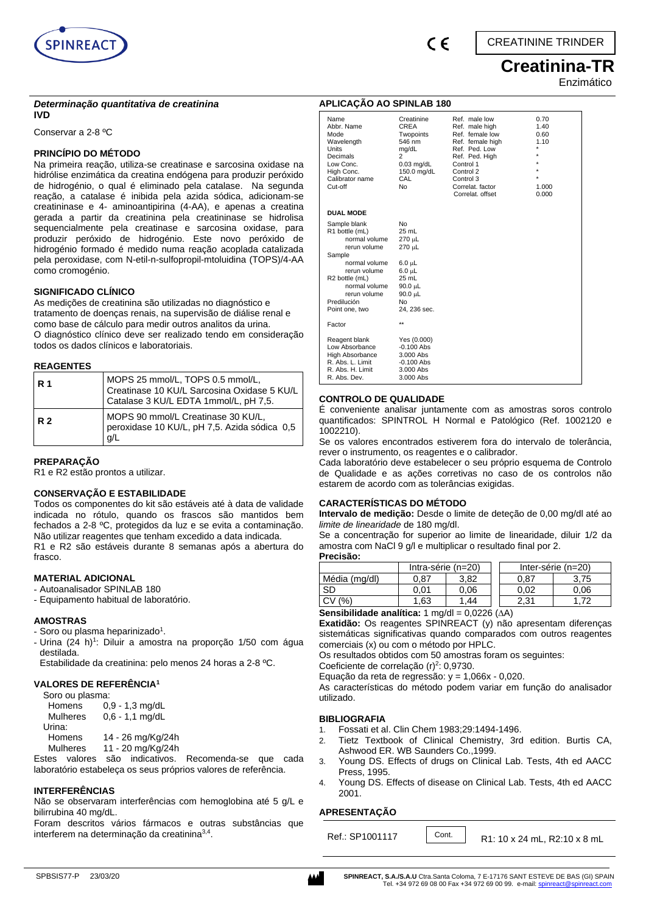CREATININE TRINDER

# Creatinina-TR

Enzimático

***Determinação quantitativa de creatinina***
**IVD**

Conservar a 2-8 ºC

## PRINCÍPIO DO MÉTODO

Na primeira reação, utiliza-se creatinase e sarcosina oxidase na hidrólise enzimática da creatina endógena para produzir peróxido de hidrogénio, o qual é eliminado pela catalase. Na segunda reação, a catalase é inibida pela azida sódica, adicionam-se creatininase e 4- aminoantipirina (4-AA), e apenas a creatina gerada a partir da creatinina pela creatininase se hidrolisa sequencialmente pela creatinase e sarcosina oxidase, para produzir peróxido de hidrogénio. Este novo peróxido de hidrogénio formado é medido numa reação acoplada catalizada pela peroxidase, com N-etil-n-sulfopropil-mtoluidina (TOPS)/4-AA como cromogénio.

## SIGNIFICADO CLÍNICO

As medições de creatinina são utilizadas no diagnóstico e tratamento de doenças renais, na supervisão de diálise renal e como base de cálculo para medir outros analitos da urina.
O diagnóstico clínico deve ser realizado tendo em consideração todos os dados clínicos e laboratoriais.

## REAGENTES

| | |
|---|---|
| **R 1** | MOPS 25 mmol/L, TOPS 0.5 mmol/L, Creatinase 10 KU/L Sarcosina Oxidase 5 KU/L Catalase 3 KU/L EDTA 1mmol/L, pH 7,5. |
| **R 2** | MOPS 90 mmol/L Creatinase 30 KU/L, peroxidase 10 KU/L, pH 7,5. Azida sódica 0,5 g/L |

## PREPARAÇÃO

R1 e R2 estão prontos a utilizar.

## CONSERVAÇÃO E ESTABILIDADE

Todos os componentes do kit são estáveis até à data de validade indicada no rótulo, quando os frascos são mantidos bem fechados a 2-8 ºC, protegidos da luz e se evita a contaminação. Não utilizar reagentes que tenham excedido a data indicada.
R1 e R2 são estáveis durante 8 semanas após a abertura do frasco.

## MATERIAL ADICIONAL

- Autoanalisador SPINLAB 180
- Equipamento habitual de laboratório.

## AMOSTRAS

- Soro ou plasma heparinizado[1].
- Urina (24 h)[1]: Diluir a amostra na proporção 1/50 com água destilada.

Estabilidade da creatinina: pelo menos 24 horas a 2-8 ºC.

## VALORES DE REFERÊNCIA[1]

Soro ou plasma:

| | |
|---|---|
| Homens | 0,9 - 1,3 mg/dL |
| Mulheres | 0,6 - 1,1 mg/dL |

Urina:

| | |
|---|---|
| Homens | 14 - 26 mg/Kg/24h |
| Mulheres | 11 - 20 mg/Kg/24h |

Estes valores são indicativos. Recomenda-se que cada laboratório estabeleça os seus próprios valores de referência.

## INTERFERÊNCIAS

Não se observaram interferências com hemoglobina até 5 g/L e bilirrubina 40 mg/dL.
Foram descritos vários fármacos e outras substâncias que interferem na determinação da creatinina[3,4].

## APLICAÇÃO AO SPINLAB 180

| | | | |
|---|---|---|---|
| Name | Creatinine | Ref. male low | 0.70 |
| Abbr. Name | CREA | Ref. male high | 1.40 |
| Mode | Twopoints | Ref. female low | 0.60 |
| Wavelength | 546 nm | Ref. female high | 1.10 |
| Units | mg/dL | Ref. Ped. Low | * |
| Decimals | 2 | Ref. Ped. High | * |
| Low Conc. | 0.03 mg/dL | Control 1 | * |
| High Conc. | 150.0 mg/dL | Control 2 | * |
| Calibrator name | CAL | Control 3 | * |
| Cut-off | No | Correlat. factor | 1.000 |
| | | Correlat. offset | 0.000 |

**DUAL MODE**

| | |
|---|---|
| Sample blank | No |
| R1 bottle (mL) | 25 mL |
| normal volume | 270 µL |
| rerun volume | 270 µL |
| Sample | |
| normal volume | 6.0 µL |
| rerun volume | 6.0 µL |
| R2 bottle (mL) | 25 mL |
| normal volume | 90.0 µL |
| rerun volume | 90.0 µL |
| Predilución | No |
| Point one, two | 24, 236 sec. |
| Factor | ** |
| Reagent blank | Yes (0.000) |
| Low Absorbance | -0.100 Abs |
| High Absorbance | 3.000 Abs |
| R. Abs. L. Limit | -0.100 Abs |
| R. Abs. H. Limit | 3.000 Abs |
| R. Abs. Dev. | 3.000 Abs |

## CONTROLO DE QUALIDADE

É conveniente analisar juntamente com as amostras soros controlo quantificados: SPINTROL H Normal e Patológico (Ref. 1002120 e 1002210).
Se os valores encontrados estiverem fora do intervalo de tolerância, rever o instrumento, os reagentes e o calibrador.
Cada laboratório deve estabelecer o seu próprio esquema de Controlo de Qualidade e as ações corretivas no caso de os controlos não estarem de acordo com as tolerâncias exigidas.

## CARACTERÍSTICAS DO MÉTODO

**Intervalo de medição:** Desde o limite de deteção de 0,00 mg/dl até ao *limite de linearidade* de 180 mg/dl.
Se a concentração for superior ao limite de linearidade, diluir 1/2 da amostra com NaCl 9 g/l e multiplicar o resultado final por 2.

**Precisão:**

| | Intra-série (n=20) | | Inter-série (n=20) | |
|---|---|---|---|---|
| Média (mg/dl) | 0,87 | 3,82 | 0,87 | 3,75 |
| SD | 0,01 | 0,06 | 0,02 | 0,06 |
| CV (%) | 1,63 | 1,44 | 2,31 | 1,72 |

**Sensibilidade analítica:** 1 mg/dl = 0,0226 ($\Delta$A)
**Exatidão:** Os reagentes SPINREACT (y) não apresentam diferenças sistemáticas significativas quando comparados com outros reagentes comerciais (x) ou com o método por HPLC.
Os resultados obtidos com 50 amostras foram os seguintes:
Coeficiente de correlação $(r)^2$: 0,9730.
Equação da reta de regressão: y = 1,066x - 0,020.
As características do método podem variar em função do analisador utilizado.

## BIBLIOGRAFIA

1. Fossati et al. Clin Chem 1983;29:1494-1496.
2. Tietz Textbook of Clinical Chemistry, 3rd edition. Burtis CA, Ashwood ER. WB Saunders Co.,1999.
3. Young DS. Effects of drugs on Clinical Lab. Tests, 4th ed AACC Press, 1995.
4. Young DS. Effects of disease on Clinical Lab. Tests, 4th ed AACC 2001.

## APRESENTAÇÃO

| | | |
|---|---|---|
| Ref.: SP1001117 | Cont. | R1: 10 x 24 mL, R2:10 x 8 mL |

SPBSIS77-P 23/03/20

SPINREACT, S.A./S.A.U Ctra.Santa Coloma, 7 E-17176 SANT ESTEVE DE BAS (GI) SPAIN
Tel. +34 972 69 08 00 Fax +34 972 69 00 99. e-mail: spinreact@spinreact.com